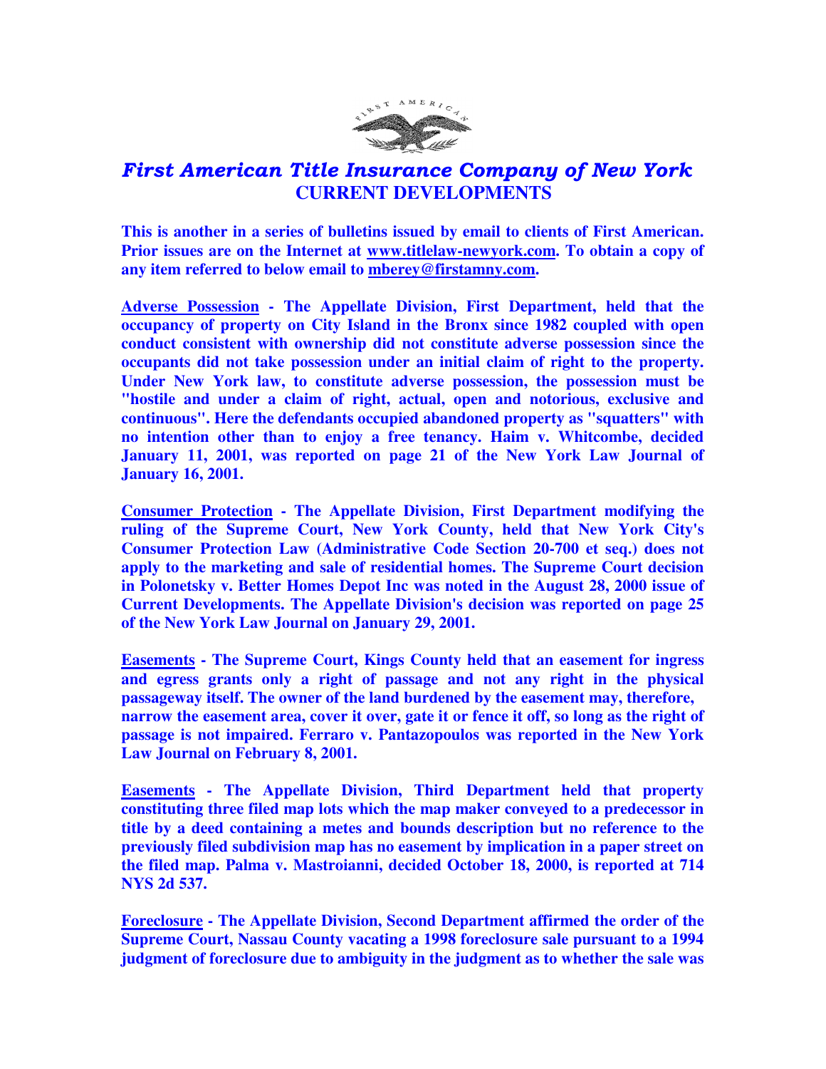# *First American Title Insurance Company of New York*

## CURRENT DEVELOPMENTS

**This is another in a series of bulletins issued by email to clients of First American. Prior issues are on the Internet at www.titlelaw-newyork.com. To obtain a copy of any item referred to below email to mberey@firstamny.com.**

**Adverse Possession - The Appellate Division, First Department, held that the occupancy of property on City Island in the Bronx since 1982 coupled with open conduct consistent with ownership did not constitute adverse possession since the occupants did not take possession under an initial claim of right to the property. Under New York law, to constitute adverse possession, the possession must be "hostile and under a claim of right, actual, open and notorious, exclusive and continuous". Here the defendants occupied abandoned property as "squatters" with no intention other than to enjoy a free tenancy. Haim v. Whitcombe, decided January 11, 2001, was reported on page 21 of the New York Law Journal of January 16, 2001.**

**Consumer Protection - The Appellate Division, First Department modifying the ruling of the Supreme Court, New York County, held that New York City's Consumer Protection Law (Administrative Code Section 20-700 et seq.) does not apply to the marketing and sale of residential homes. The Supreme Court decision in Polonetsky v. Better Homes Depot Inc was noted in the August 28, 2000 issue of Current Developments. The Appellate Division's decision was reported on page 25 of the New York Law Journal on January 29, 2001.**

**Easements - The Supreme Court, Kings County held that an easement for ingress and egress grants only a right of passage and not any right in the physical passageway itself. The owner of the land burdened by the easement may, therefore, narrow the easement area, cover it over, gate it or fence it off, so long as the right of passage is not impaired. Ferraro v. Pantazopoulos was reported in the New York Law Journal on February 8, 2001.**

**Easements - The Appellate Division, Third Department held that property constituting three filed map lots which the map maker conveyed to a predecessor in title by a deed containing a metes and bounds description but no reference to the previously filed subdivision map has no easement by implication in a paper street on the filed map. Palma v. Mastroianni, decided October 18, 2000, is reported at 714 NYS 2d 537.**

**Foreclosure - The Appellate Division, Second Department affirmed the order of the Supreme Court, Nassau County vacating a 1998 foreclosure sale pursuant to a 1994 judgment of foreclosure due to ambiguity in the judgment as to whether the sale was**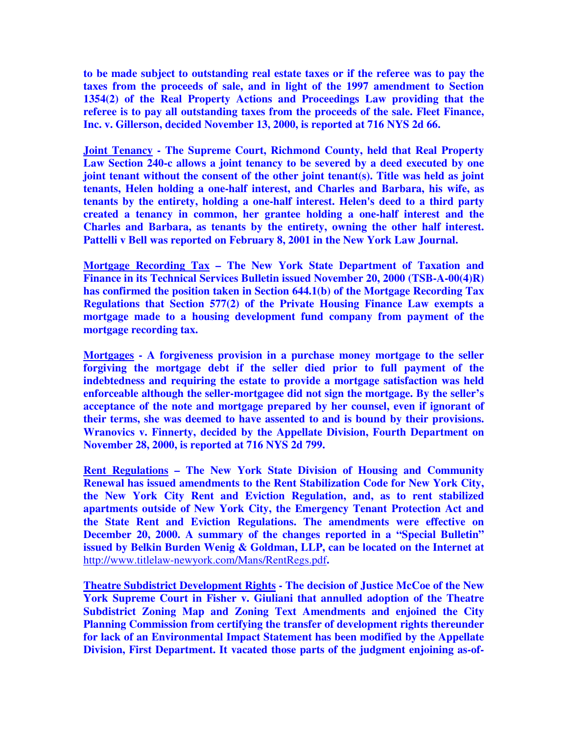**to be made subject to outstanding real estate taxes or if the referee was to pay the taxes from the proceeds of sale, and in light of the 1997 amendment to Section 1354(2) of the Real Property Actions and Proceedings Law providing that the referee is to pay all outstanding taxes from the proceeds of the sale. Fleet Finance, Inc. v. Gillerson, decided November 13, 2000, is reported at 716 NYS 2d 66.**

**<u>Joint Tenancy</u> - The Supreme Court, Richmond County, held that Real Property Law Section 240-c allows a joint tenancy to be severed by a deed executed by one joint tenant without the consent of the other joint tenant(s). Title was held as joint tenants, Helen holding a one-half interest, and Charles and Barbara, his wife, as tenants by the entirety, holding a one-half interest. Helen's deed to a third party created a tenancy in common, her grantee holding a one-half interest and the Charles and Barbara, as tenants by the entirety, owning the other half interest. Pattelli v Bell was reported on February 8, 2001 in the New York Law Journal.**

**<u>Mortgage Recording Tax</u> – The New York State Department of Taxation and Finance in its Technical Services Bulletin issued November 20, 2000 (TSB-A-00(4)R) has confirmed the position taken in Section 644.1(b) of the Mortgage Recording Tax Regulations that Section 577(2) of the Private Housing Finance Law exempts a mortgage made to a housing development fund company from payment of the mortgage recording tax.**

**<u>Mortgages</u> - A forgiveness provision in a purchase money mortgage to the seller forgiving the mortgage debt if the seller died prior to full payment of the indebtedness and requiring the estate to provide a mortgage satisfaction was held enforceable although the seller-mortgagee did not sign the mortgage. By the seller's acceptance of the note and mortgage prepared by her counsel, even if ignorant of their terms, she was deemed to have assented to and is bound by their provisions. Wranovics v. Finnerty, decided by the Appellate Division, Fourth Department on November 28, 2000, is reported at 716 NYS 2d 799.**

**<u>Rent Regulations</u> – The New York State Division of Housing and Community Renewal has issued amendments to the Rent Stabilization Code for New York City, the New York City Rent and Eviction Regulation, and, as to rent stabilized apartments outside of New York City, the Emergency Tenant Protection Act and the State Rent and Eviction Regulations. The amendments were effective on December 20, 2000. A summary of the changes reported in a "Special Bulletin" issued by Belkin Burden Wenig & Goldman, LLP, can be located on the Internet at** http://www.titlelaw-newyork.com/Mans/RentRegs.pdf**.**

**<u>Theatre Subdistrict Development Rights</u> - The decision of Justice McCoe of the New York Supreme Court in Fisher v. Giuliani that annulled adoption of the Theatre Subdistrict Zoning Map and Zoning Text Amendments and enjoined the City Planning Commission from certifying the transfer of development rights thereunder for lack of an Environmental Impact Statement has been modified by the Appellate Division, First Department. It vacated those parts of the judgment enjoining as-of-**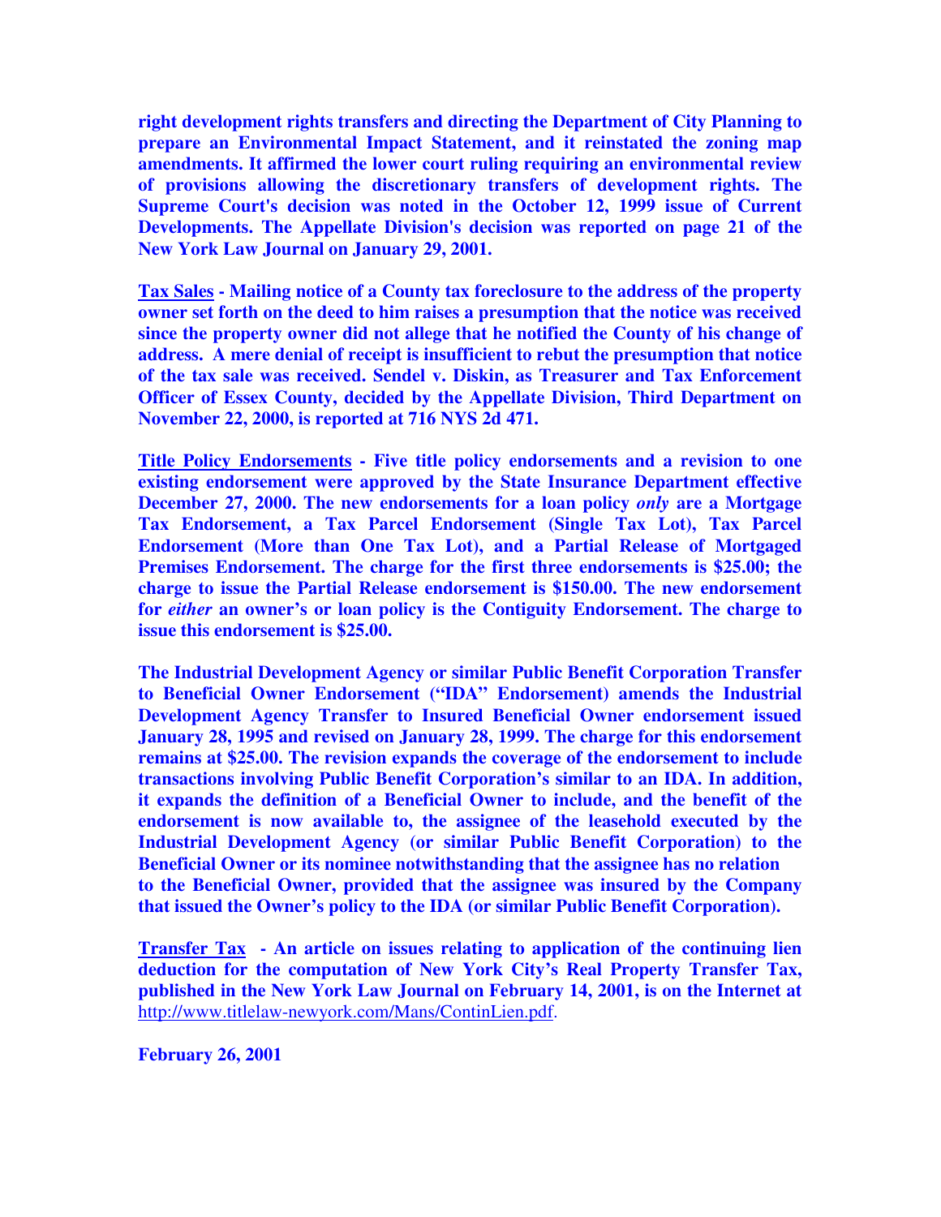**right development rights transfers and directing the Department of City Planning to prepare an Environmental Impact Statement, and it reinstated the zoning map amendments. It affirmed the lower court ruling requiring an environmental review of provisions allowing the discretionary transfers of development rights. The Supreme Court's decision was noted in the October 12, 1999 issue of Current Developments. The Appellate Division's decision was reported on page 21 of the New York Law Journal on January 29, 2001.**

**Tax Sales - Mailing notice of a County tax foreclosure to the address of the property owner set forth on the deed to him raises a presumption that the notice was received since the property owner did not allege that he notified the County of his change of address. A mere denial of receipt is insufficient to rebut the presumption that notice of the tax sale was received. Sendel v. Diskin, as Treasurer and Tax Enforcement Officer of Essex County, decided by the Appellate Division, Third Department on November 22, 2000, is reported at 716 NYS 2d 471.**

**Title Policy Endorsements - Five title policy endorsements and a revision to one existing endorsement were approved by the State Insurance Department effective December 27, 2000. The new endorsements for a loan policy *only* are a Mortgage Tax Endorsement, a Tax Parcel Endorsement (Single Tax Lot), Tax Parcel Endorsement (More than One Tax Lot), and a Partial Release of Mortgaged Premises Endorsement. The charge for the first three endorsements is $25.00; the charge to issue the Partial Release endorsement is $150.00. The new endorsement for *either* an owner's or loan policy is the Contiguity Endorsement. The charge to issue this endorsement is $25.00.**

**The Industrial Development Agency or similar Public Benefit Corporation Transfer to Beneficial Owner Endorsement ("IDA" Endorsement) amends the Industrial Development Agency Transfer to Insured Beneficial Owner endorsement issued January 28, 1995 and revised on January 28, 1999. The charge for this endorsement remains at $25.00. The revision expands the coverage of the endorsement to include transactions involving Public Benefit Corporation's similar to an IDA. In addition, it expands the definition of a Beneficial Owner to include, and the benefit of the endorsement is now available to, the assignee of the leasehold executed by the Industrial Development Agency (or similar Public Benefit Corporation) to the Beneficial Owner or its nominee notwithstanding that the assignee has no relation to the Beneficial Owner, provided that the assignee was insured by the Company that issued the Owner's policy to the IDA (or similar Public Benefit Corporation).**

**Transfer Tax - An article on issues relating to application of the continuing lien deduction for the computation of New York City's Real Property Transfer Tax, published in the New York Law Journal on February 14, 2001, is on the Internet at** http://www.titlelaw-newyork.com/Mans/ContinLien.pdf.

**February 26, 2001**